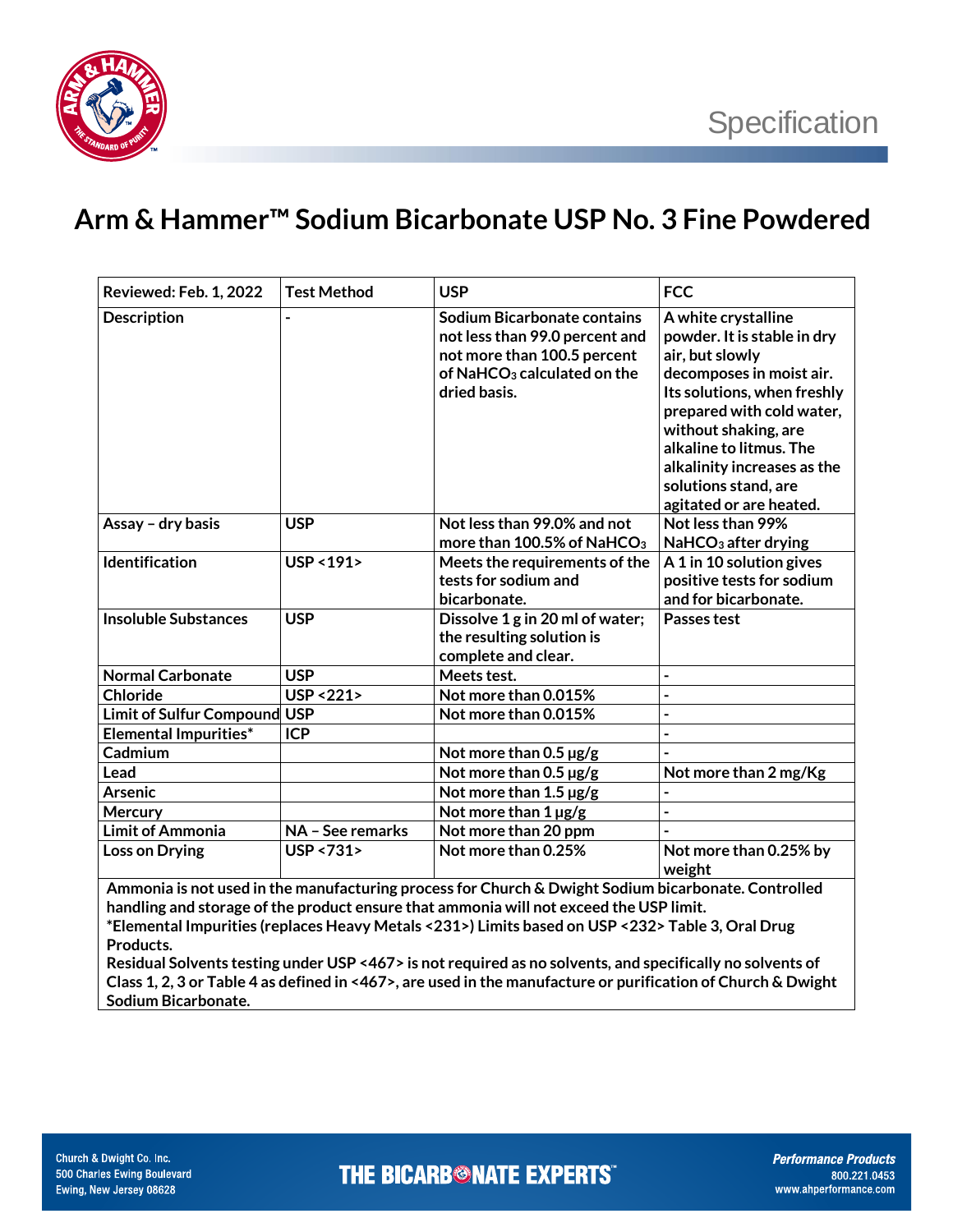Specification

# Arm & Hammer™ Sodium Bicarbonate USP No. 3 Fine Powdered

| Reviewed: Feb. 1, 2022 | Test Method | USP | FCC |
|---|---|---|---|
| Description | - | Sodium Bicarbonate contains not less than 99.0 percent and not more than 100.5 percent of $NaHCO_3$ calculated on the dried basis. | A white crystalline powder. It is stable in dry air, but slowly decomposes in moist air. Its solutions, when freshly prepared with cold water, without shaking, are alkaline to litmus. The alkalinity increases as the solutions stand, are agitated or are heated. |
| Assay – dry basis | USP | Not less than 99.0% and not more than 100.5% of $NaHCO_3$ | Not less than 99% $NaHCO_3$ after drying |
| Identification | USP <191> | Meets the requirements of the tests for sodium and bicarbonate. | A 1 in 10 solution gives positive tests for sodium and for bicarbonate. |
| Insoluble Substances | USP | Dissolve 1 g in 20 ml of water; the resulting solution is complete and clear. | Passes test |
| Normal Carbonate | USP | Meets test. | - |
| Chloride | USP <221> | Not more than 0.015% | - |
| Limit of Sulfur Compound | USP | Not more than 0.015% | - |
| Elemental Impurities* | ICP | | - |
| Cadmium | | Not more than 0.5 µg/g | - |
| Lead | | Not more than 0.5 µg/g | Not more than 2 mg/Kg |
| Arsenic | | Not more than 1.5 µg/g | - |
| Mercury | | Not more than 1 µg/g | - |
| Limit of Ammonia | NA – See remarks | Not more than 20 ppm | - |
| Loss on Drying | USP <731> | Not more than 0.25% | Not more than 0.25% by weight |

**Ammonia is not used in the manufacturing process for Church & Dwight Sodium bicarbonate. Controlled handling and storage of the product ensure that ammonia will not exceed the USP limit.**

***Elemental Impurities (replaces Heavy Metals <231>) Limits based on USP <232> Table 3, Oral Drug Products.**

**Residual Solvents testing under USP <467> is not required as no solvents, and specifically no solvents of Class 1, 2, 3 or Table 4 as defined in <467>, are used in the manufacture or purification of Church & Dwight Sodium Bicarbonate.**

Church & Dwight Co. Inc.
500 Charles Ewing Boulevard
Ewing, New Jersey 08628

THE BICARBONATE EXPERTS™

*Performance Products*
800.221.0453
www.ahperformance.com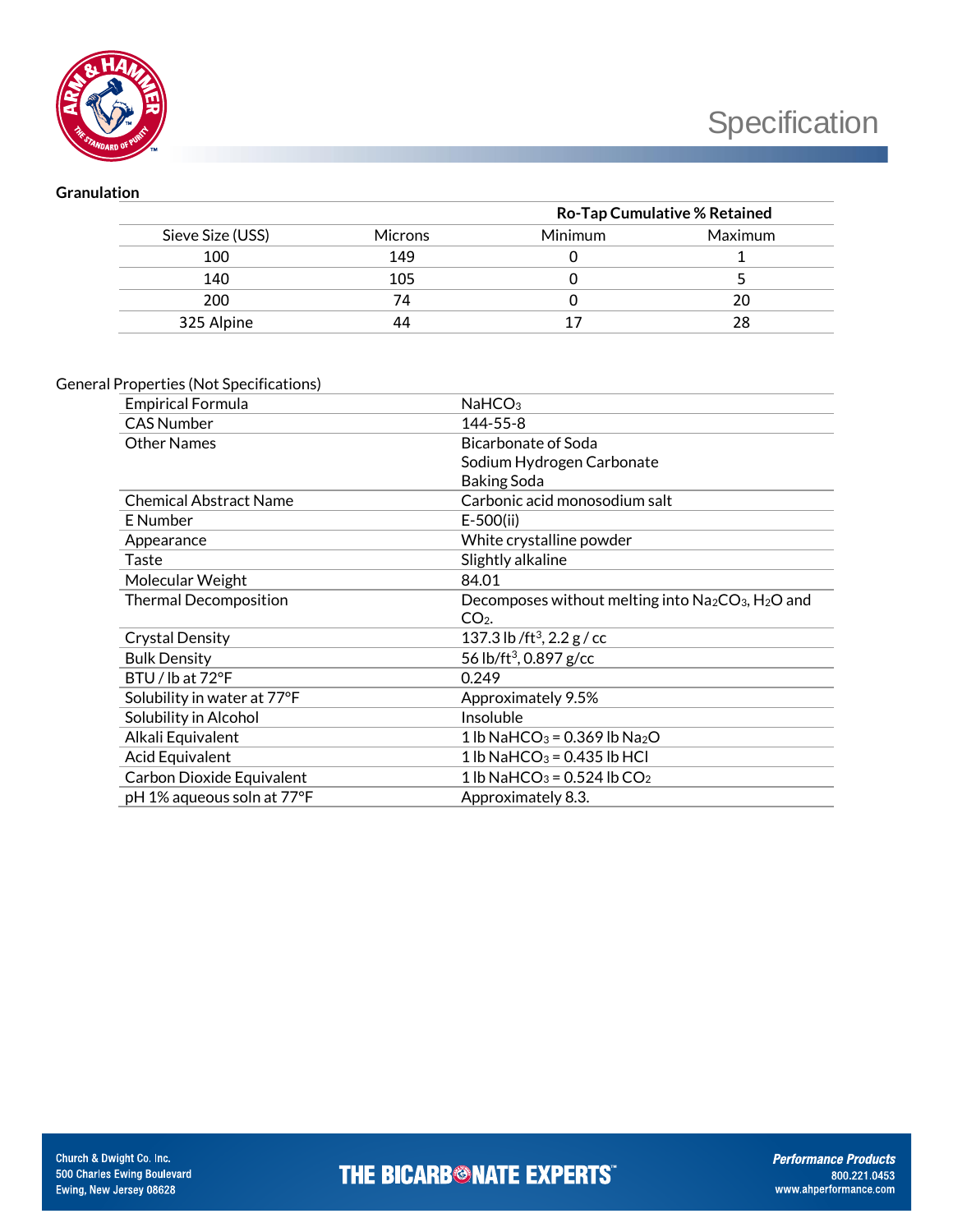Specification

**Granulation**

| | | Ro-Tap Cumulative % Retained | |
|---|---|---|---|
| Sieve Size (USS) | Microns | Minimum | Maximum |
| 100 | 149 | 0 | 1 |
| 140 | 105 | 0 | 5 |
| 200 | 74 | 0 | 20 |
| 325 Alpine | 44 | 17 | 28 |

General Properties (Not Specifications)

| | |
|---|---|
| Empirical Formula | $NaHCO_3$ |
| CAS Number | 144-55-8 |
| Other Names | Bicarbonate of Soda<br>Sodium Hydrogen Carbonate<br>Baking Soda |
| Chemical Abstract Name | Carbonic acid monosodium salt |
| E Number | E-500(ii) |
| Appearance | White crystalline powder |
| Taste | Slightly alkaline |
| Molecular Weight | 84.01 |
| Thermal Decomposition | Decomposes without melting into $Na_2CO_3$, $H_2O$ and $CO_2$. |
| Crystal Density | 137.3 lb /ft$^3$, 2.2 g / cc |
| Bulk Density | 56 lb/ft$^3$, 0.897 g/cc |
| BTU / lb at 72°F | 0.249 |
| Solubility in water at 77°F | Approximately 9.5% |
| Solubility in Alcohol | Insoluble |
| Alkali Equivalent | 1 lb $NaHCO_3$ = 0.369 lb $Na_2O$ |
| Acid Equivalent | 1 lb $NaHCO_3$ = 0.435 lb HCl |
| Carbon Dioxide Equivalent | 1 lb $NaHCO_3$ = 0.524 lb $CO_2$ |
| pH 1% aqueous soln at 77°F | Approximately 8.3. |

Church & Dwight Co. Inc.
500 Charles Ewing Boulevard
Ewing, New Jersey 08628

THE BICARBONATE EXPERTS™

*Performance Products*
800.221.0453
www.ahperformance.com